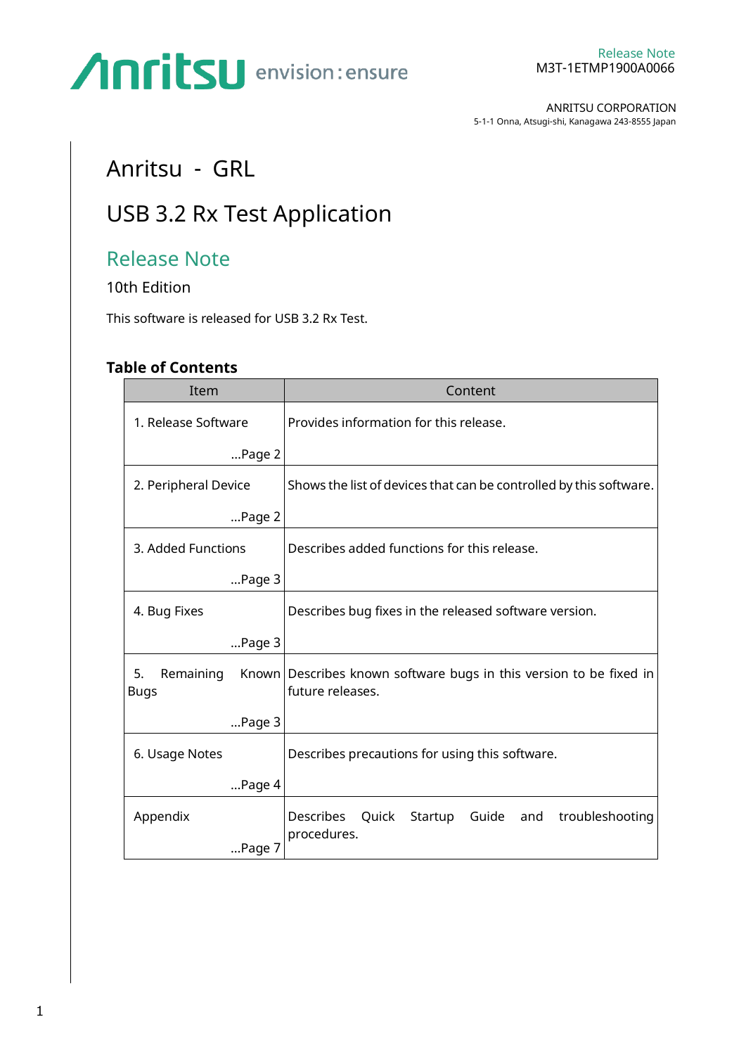Release Note
M3T-1ETMP1900A0066

ANRITSU CORPORATION
5-1-1 Onna, Atsugi-shi, Kanagawa 243-8555 Japan

# Anritsu - GRL

# USB 3.2 Rx Test Application

## Release Note

10th Edition

This software is released for USB 3.2 Rx Test.

### Table of Contents

| Item | Content |
|---|---|
| 1. Release Software ...Page 2 | Provides information for this release. |
| 2. Peripheral Device ...Page 2 | Shows the list of devices that can be controlled by this software. |
| 3. Added Functions ...Page 3 | Describes added functions for this release. |
| 4. Bug Fixes ...Page 3 | Describes bug fixes in the released software version. |
| 5. Remaining Known Bugs ...Page 3 | Describes known software bugs in this version to be fixed in future releases. |
| 6. Usage Notes ...Page 4 | Describes precautions for using this software. |
| Appendix ...Page 7 | Describes Quick Startup Guide and troubleshooting procedures. |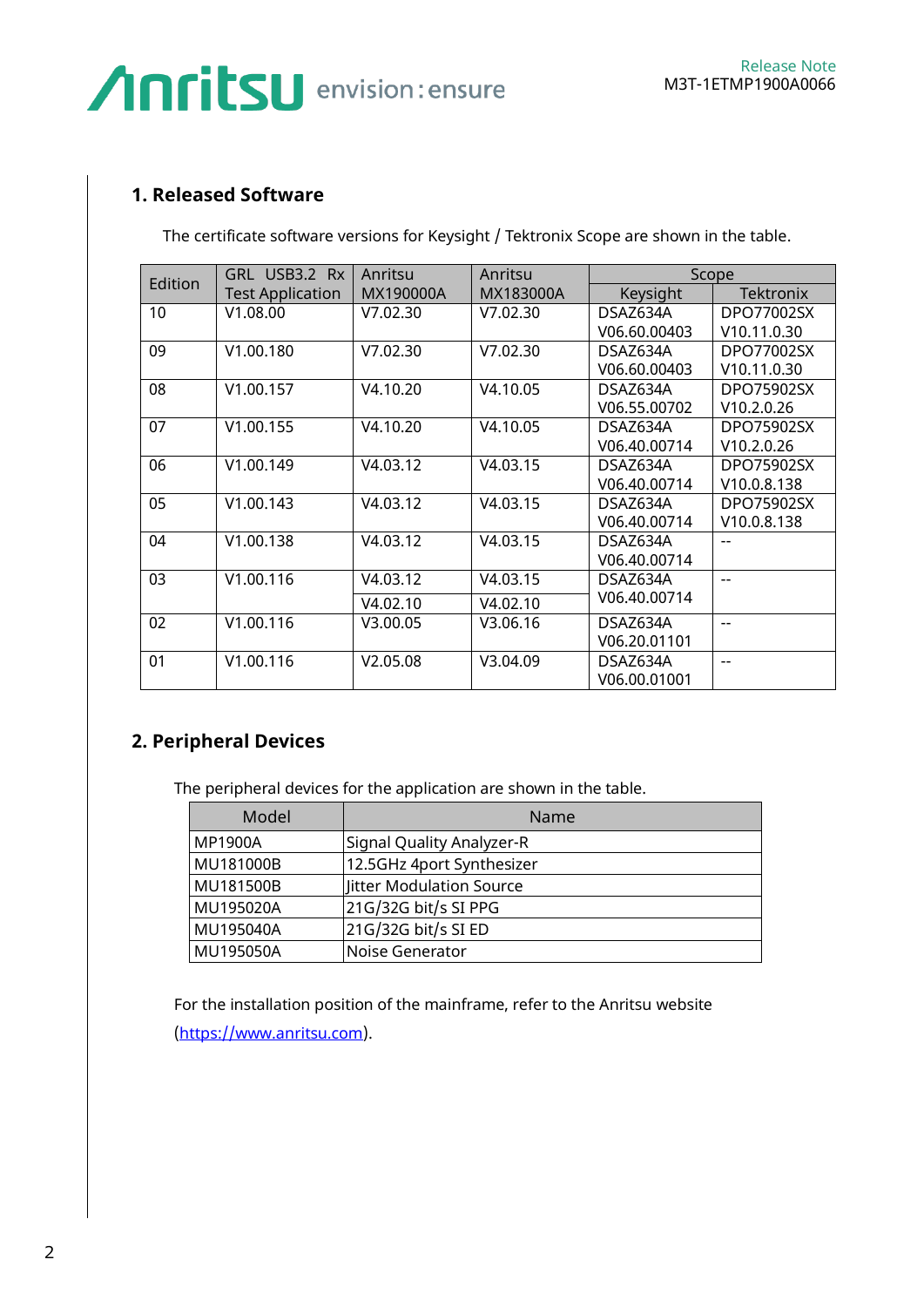## 1. Released Software

The certificate software versions for Keysight / Tektronix Scope are shown in the table.

| Edition | GRL USB3.2 Rx Test Application | Anritsu MX190000A | Anritsu MX183000A | Scope | |
|---|---|---|---|---|---|
| | | | | Keysight | Tektronix |
| 10 | V1.08.00 | V7.02.30 | V7.02.30 | DSAZ634A V06.60.00403 | DPO77002SX V10.11.0.30 |
| 09 | V1.00.180 | V7.02.30 | V7.02.30 | DSAZ634A V06.60.00403 | DPO77002SX V10.11.0.30 |
| 08 | V1.00.157 | V4.10.20 | V4.10.05 | DSAZ634A V06.55.00702 | DPO75902SX V10.2.0.26 |
| 07 | V1.00.155 | V4.10.20 | V4.10.05 | DSAZ634A V06.40.00714 | DPO75902SX V10.2.0.26 |
| 06 | V1.00.149 | V4.03.12 | V4.03.15 | DSAZ634A V06.40.00714 | DPO75902SX V10.0.8.138 |
| 05 | V1.00.143 | V4.03.12 | V4.03.15 | DSAZ634A V06.40.00714 | DPO75902SX V10.0.8.138 |
| 04 | V1.00.138 | V4.03.12 | V4.03.15 | DSAZ634A V06.40.00714 | -- |
| 03 | V1.00.116 | V4.03.12 | V4.03.15 | DSAZ634A V06.40.00714 | -- |
| | | V4.02.10 | V4.02.10 | | |
| 02 | V1.00.116 | V3.00.05 | V3.06.16 | DSAZ634A V06.20.01101 | -- |
| 01 | V1.00.116 | V2.05.08 | V3.04.09 | DSAZ634A V06.00.01001 | -- |

## 2. Peripheral Devices

The peripheral devices for the application are shown in the table.

| Model | Name |
|---|---|
| MP1900A | Signal Quality Analyzer-R |
| MU181000B | 12.5GHz 4port Synthesizer |
| MU181500B | Jitter Modulation Source |
| MU195020A | 21G/32G bit/s SI PPG |
| MU195040A | 21G/32G bit/s SI ED |
| MU195050A | Noise Generator |

For the installation position of the mainframe, refer to the Anritsu website (https://www.anritsu.com).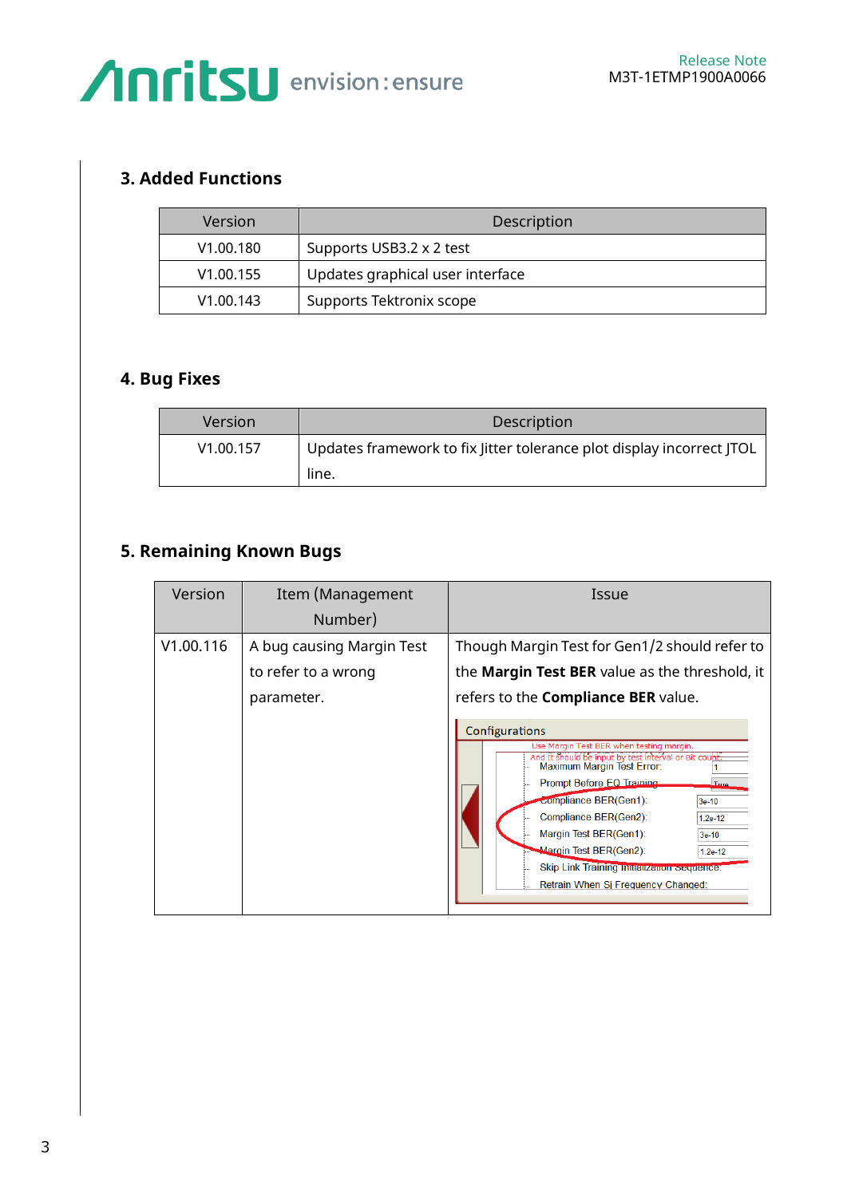## 3. Added Functions

| Version | Description |
|---|---|
| V1.00.180 | Supports USB3.2 x 2 test |
| V1.00.155 | Updates graphical user interface |
| V1.00.143 | Supports Tektronix scope |

## 4. Bug Fixes

| Version | Description |
|---|---|
| V1.00.157 | Updates framework to fix Jitter tolerance plot display incorrect JTOL line. |

## 5. Remaining Known Bugs

| Version | Item (Management Number) | Issue |
|---|---|---|
| V1.00.116 | A bug causing Margin Test to refer to a wrong parameter. | Though Margin Test for Gen1/2 should refer to the **Margin Test BER** value as the threshold, it refers to the **Compliance BER** value. |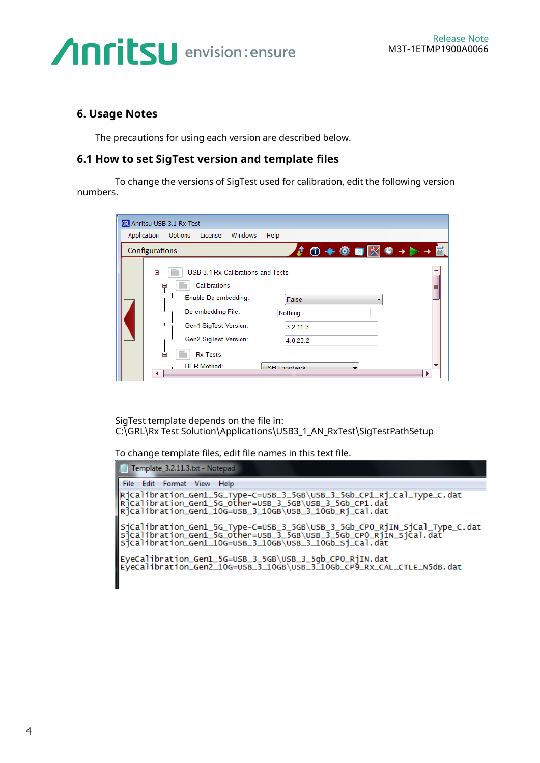## 6. Usage Notes

The precautions for using each version are described below.

### 6.1 How to set SigTest version and template files

To change the versions of SigTest used for calibration, edit the following version numbers.

SigTest template depends on the file in:
C:\GRL\Rx Test Solution\Applications\USB3_1_AN_RxTest\SigTestPathSetup

To change template files, edit file names in this text file.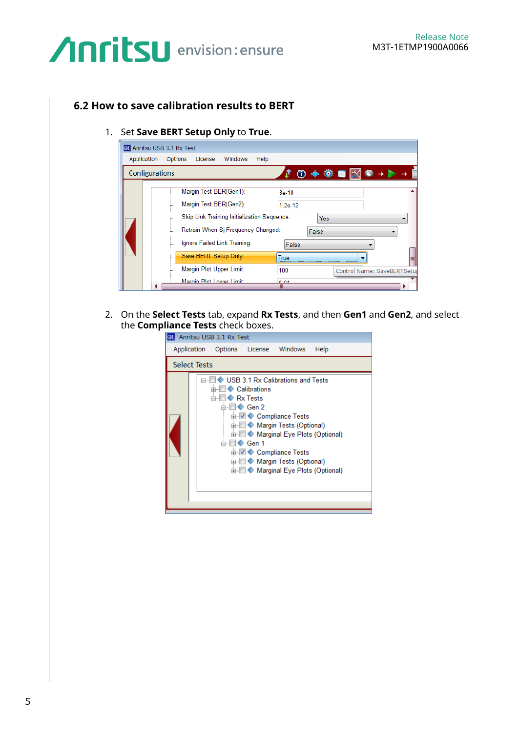## 6.2 How to save calibration results to BERT

1. Set **Save BERT Setup Only** to **True**.

2. On the **Select Tests** tab, expand **Rx Tests**, and then **Gen1** and **Gen2**, and select the **Compliance Tests** check boxes.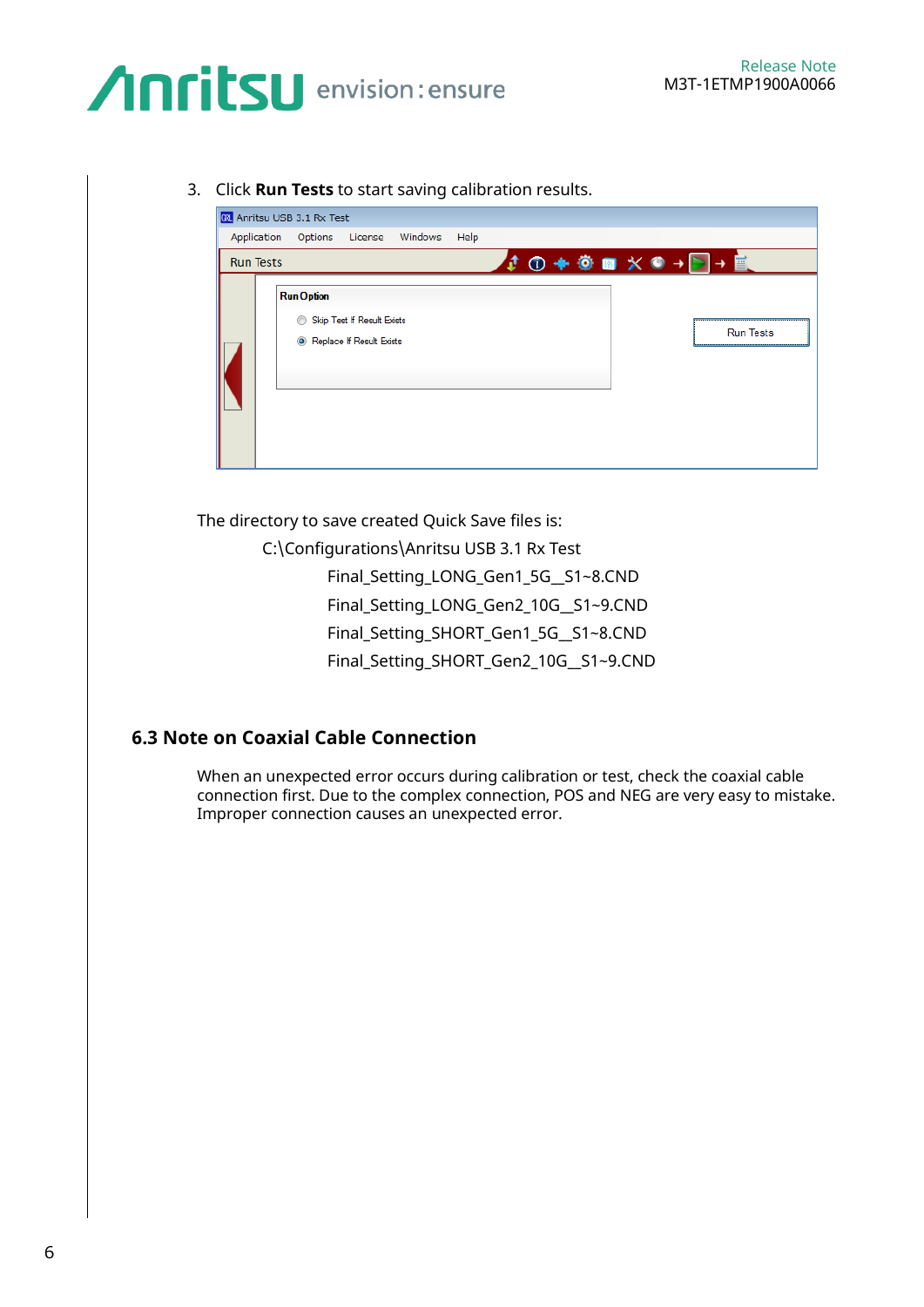3. Click **Run Tests** to start saving calibration results.

The directory to save created Quick Save files is:

C:\Configurations\Anritsu USB 3.1 Rx Test

Final_Setting_LONG_Gen1_5G__S1~8.CND

Final_Setting_LONG_Gen2_10G__S1~9.CND

Final_Setting_SHORT_Gen1_5G__S1~8.CND

Final_Setting_SHORT_Gen2_10G__S1~9.CND

## 6.3 Note on Coaxial Cable Connection

When an unexpected error occurs during calibration or test, check the coaxial cable connection first. Due to the complex connection, POS and NEG are very easy to mistake. Improper connection causes an unexpected error.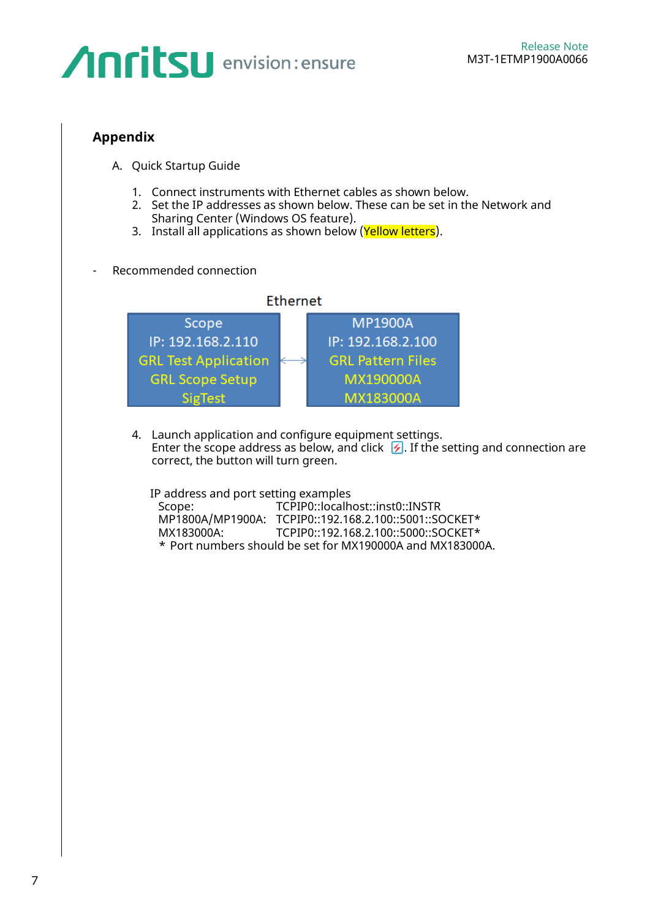## Appendix

A. Quick Startup Guide

1. Connect instruments with Ethernet cables as shown below.
2. Set the IP addresses as shown below. These can be set in the Network and Sharing Center (Windows OS feature).
3. Install all applications as shown below (Yellow letters).

- Recommended connection

Ethernet

| Scope | MP1900A |
|---|---|
| IP: 192.168.2.110 | IP: 192.168.2.100 |
| GRL Test Application | GRL Pattern Files |
| GRL Scope Setup | MX190000A |
| SigTest | MX183000A |

4. Launch application and configure equipment settings.
   Enter the scope address as below, and click . If the setting and connection are correct, the button will turn green.

IP address and port setting examples

| | |
|---|---|
| Scope: | TCPIP0::localhost::inst0::INSTR |
| MP1800A/MP1900A: | TCPIP0::192.168.2.100::5001::SOCKET* |
| MX183000A: | TCPIP0::192.168.2.100::5000::SOCKET* |

\* Port numbers should be set for MX190000A and MX183000A.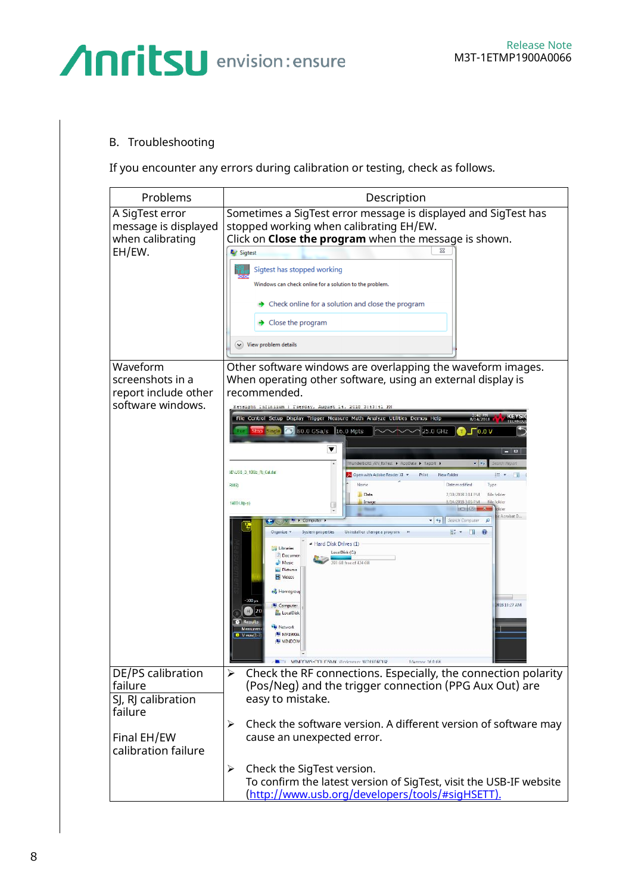B. Troubleshooting

If you encounter any errors during calibration or testing, check as follows.

| Problems | Description |
|---|---|
| A SigTest error message is displayed when calibrating EH/EW. | Sometimes a SigTest error message is displayed and SigTest has stopped working when calibrating EH/EW.<br>Click on **Close the program** when the message is shown. |
| Waveform screenshots in a report include other software windows. | Other software windows are overlapping the waveform images.<br>When operating other software, using an external display is recommended. |
| DE/PS calibration failure<br>SJ, RJ calibration failure<br>Final EH/EW calibration failure | ➢ Check the RF connections. Especially, the connection polarity (Pos/Neg) and the trigger connection (PPG Aux Out) are easy to mistake.<br>➢ Check the software version. A different version of software may cause an unexpected error.<br>➢ Check the SigTest version. To confirm the latest version of SigTest, visit the USB-IF website (http://www.usb.org/developers/tools/#sigHSETT). |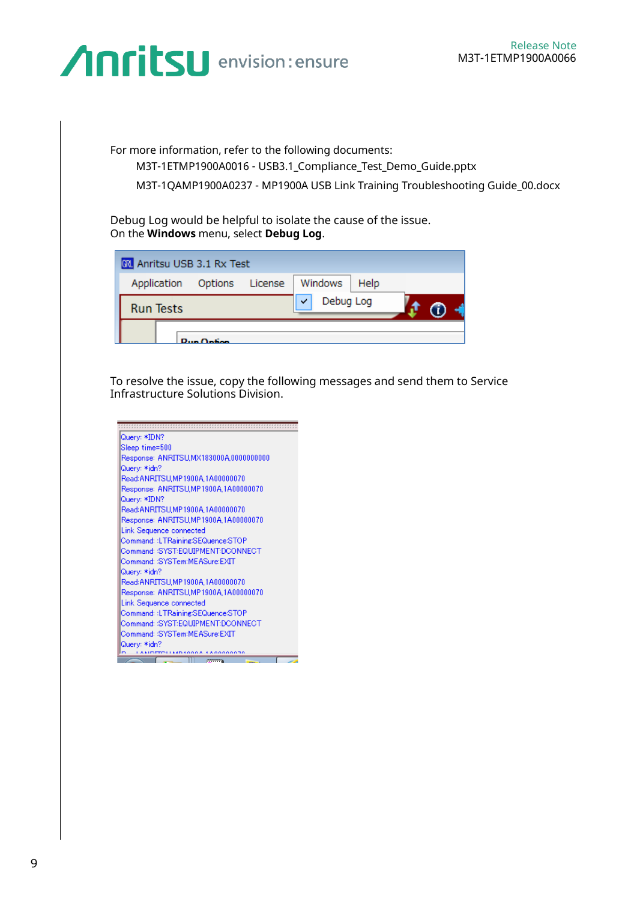For more information, refer to the following documents:

M3T-1ETMP1900A0016 - USB3.1_Compliance_Test_Demo_Guide.pptx

M3T-1QAMP1900A0237 - MP1900A USB Link Training Troubleshooting Guide_00.docx

Debug Log would be helpful to isolate the cause of the issue.
On the **Windows** menu, select **Debug Log**.

To resolve the issue, copy the following messages and send them to Service Infrastructure Solutions Division.